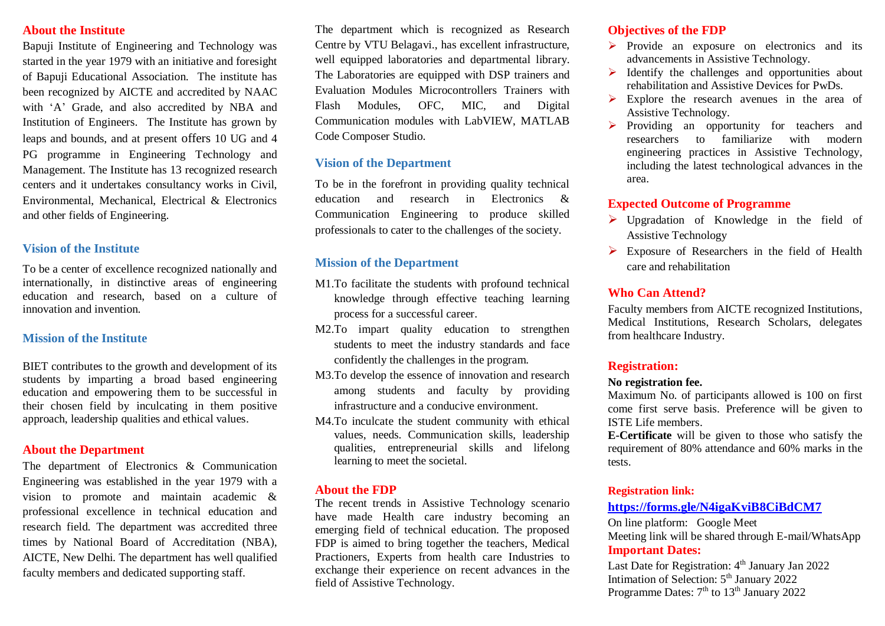## About the Institute

Bapuji Institute of Engineering and Technology was started in the year 1979 with an initiative and foresight of Bapuji Educational Association. The institute has been recognized by AICTE and accredited by NAAC with 'A' Grade, and also accredited by NBA and Institution of Engineers. The Institute has grown by leaps and bounds, and at present offers 10 UG and 4 PG programme in Engineering Technology and Management. The Institute has 13 recognized research centers and it undertakes consultancy works in Civil, Environmental, Mechanical, Electrical & Electronics and other fields of Engineering.

## Vision of the Institute

To be a center of excellence recognized nationally and internationally, in distinctive areas of engineering education and research, based on a culture of innovation and invention.

## Mission of the Institute

BIET contributes to the growth and development of its students by imparting a broad based engineering education and empowering them to be successful in their chosen field by inculcating in them positive approach, leadership qualities and ethical values.

## About the Department

The department of Electronics & Communication Engineering was established in the year 1979 with a vision to promote and maintain academic & professional excellence in technical education and research field. The department was accredited three times by National Board of Accreditation (NBA), AICTE, New Delhi. The department has well qualified faculty members and dedicated supporting staff.

The department which is recognized as Research Centre by VTU Belagavi., has excellent infrastructure, well equipped laboratories and departmental library. The Laboratories are equipped with DSP trainers and Evaluation Modules Microcontrollers Trainers with Flash Modules, OFC, MIC, and Digital Communication modules with LabVIEW, MATLAB Code Composer Studio.

## Vision of the Department

To be in the forefront in providing quality technical education and research in Electronics & Communication Engineering to produce skilled professionals to cater to the challenges of the society.

## Mission of the Department

- M1.To facilitate the students with profound technical knowledge through effective teaching learning process for a successful career.
- M2.To impart quality education to strengthen students to meet the industry standards and face confidently the challenges in the program.
- M3.To develop the essence of innovation and research among students and faculty by providing infrastructure and a conducive environment.
- M4.To inculcate the student community with ethical values, needs. Communication skills, leadership qualities, entrepreneurial skills and lifelong learning to meet the societal.

## About the FDP

The recent trends in Assistive Technology scenario have made Health care industry becoming an emerging field of technical education. The proposed FDP is aimed to bring together the teachers, Medical Practioners, Experts from health care Industries to exchange their experience on recent advances in the field of Assistive Technology.

## Objectives of the FDP

- Provide an exposure on electronics and its advancements in Assistive Technology.
- Identify the challenges and opportunities about rehabilitation and Assistive Devices for PwDs.
- Explore the research avenues in the area of Assistive Technology.
- Providing an opportunity for teachers and researchers to familiarize with modern engineering practices in Assistive Technology, including the latest technological advances in the area.

## Expected Outcome of Programme

- Upgradation of Knowledge in the field of Assistive Technology
- Exposure of Researchers in the field of Health care and rehabilitation

## Who Can Attend?

Faculty members from AICTE recognized Institutions, Medical Institutions, Research Scholars, delegates from healthcare Industry.

## Registration:

**No registration fee.**

Maximum No. of participants allowed is 100 on first come first serve basis. Preference will be given to ISTE Life members.

**E-Certificate** will be given to those who satisfy the requirement of 80% attendance and 60% marks in the tests.

**Registration link:**

**https://forms.gle/N4igaKviB8CiBdCM7**

On line platform: Google Meet

Meeting link will be shared through E-mail/WhatsApp

## Important Dates:

Last Date for Registration: 4th January Jan 2022

Intimation of Selection: 5th January 2022

Programme Dates: 7th to 13th January 2022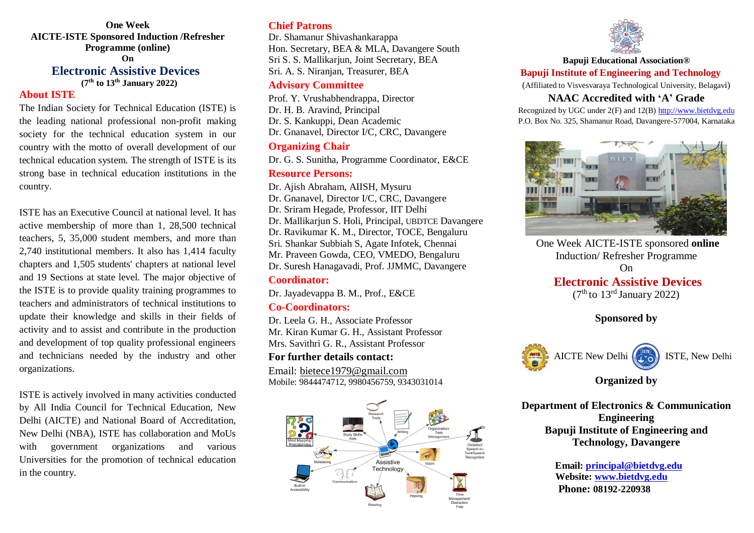**One Week**
**AICTE-ISTE Sponsored Induction /Refresher Programme (online)**
**On**

# Electronic Assistive Devices

**(7th to 13th January 2022)**

## About ISTE

The Indian Society for Technical Education (ISTE) is the leading national professional non-profit making society for the technical education system in our country with the motto of overall development of our technical education system. The strength of ISTE is its strong base in technical education institutions in the country.

ISTE has an Executive Council at national level. It has active membership of more than 1, 28,500 technical teachers, 5, 35,000 student members, and more than 2,740 institutional members. It also has 1,414 faculty chapters and 1,505 students' chapters at national level and 19 Sections at state level. The major objective of the ISTE is to provide quality training programmes to teachers and administrators of technical institutions to update their knowledge and skills in their fields of activity and to assist and contribute in the production and development of top quality professional engineers and technicians needed by the industry and other organizations.

ISTE is actively involved in many activities conducted by All India Council for Technical Education, New Delhi (AICTE) and National Board of Accreditation, New Delhi (NBA), ISTE has collaboration and MoUs with government organizations and various Universities for the promotion of technical education in the country.

## Chief Patrons

Dr. Shamanur Shivashankarappa
Hon. Secretary, BEA & MLA, Davangere South
Sri S. S. Mallikarjun, Joint Secretary, BEA
Sri. A. S. Niranjan, Treasurer, BEA

## Advisory Committee

Prof. Y. Vrushabhendrappa, Director
Dr. H. B. Aravind, Principal
Dr. S. Kankuppi, Dean Academic
Dr. Gnanavel, Director I/C, CRC, Davangere

## Organizing Chair

Dr. G. S. Sunitha, Programme Coordinator, E&CE

## Resource Persons:

Dr. Ajish Abraham, AIISH, Mysuru
Dr. Gnanavel, Director I/C, CRC, Davangere
Dr. Sriram Hegade, Professor, IIT Delhi
Dr. Mallikarjun S. Holi, Principal, UBDTCE Davangere
Dr. Ravikumar K. M., Director, TOCE, Bengaluru
Sri. Shankar Subbiah S, Agate Infotek, Chennai
Mr. Praveen Gowda, CEO, VMEDO, Bengaluru
Dr. Suresh Hanagavadi, Prof. JJMMC, Davangere

## Coordinator:

Dr. Jayadevappa B. M., Prof., E&CE

## Co-Coordinators:

Dr. Leela G. H., Associate Professor
Mr. Kiran Kumar G. H., Assistant Professor
Mrs. Savithri G. R., Assistant Professor

## For further details contact:

Email: bietece1979@gmail.com
Mobile: 9844474712, 9980456759, 9343031014

Research Tools
Writing
Organization/ Task Management
Study Skills/ Aids
Mind Mapping/ Brainstorming
Dictation/ Speech-to-Text/Speech Recognition
Notetaking
Assistive Technology
Vision
Communication
Built-In Accessibility
Hearing
Reading
Time Management/ Distraction Free

**Bapuji Educational Association®**

## Bapuji Institute of Engineering and Technology

(Affiliated to Visvesvaraya Technological University, Belagavi)

**NAAC Accredited with 'A' Grade**

Recognized by UGC under 2(F) and 12(B) http://www.bietdvg.edu
P.O. Box No. 325, Shamanur Road, Davangere-577004, Karnataka

One Week AICTE-ISTE sponsored **online** Induction/ Refresher Programme
On

## Electronic Assistive Devices

(7th to 13rd January 2022)

**Sponsored by**

AICTE New Delhi ISTE, New Delhi

**Organized by**

**Department of Electronics & Communication Engineering**
**Bapuji Institute of Engineering and Technology, Davangere**

**Email: principal@bietdvg.edu**
**Website: www.bietdvg.edu**
**Phone: 08192-220938**